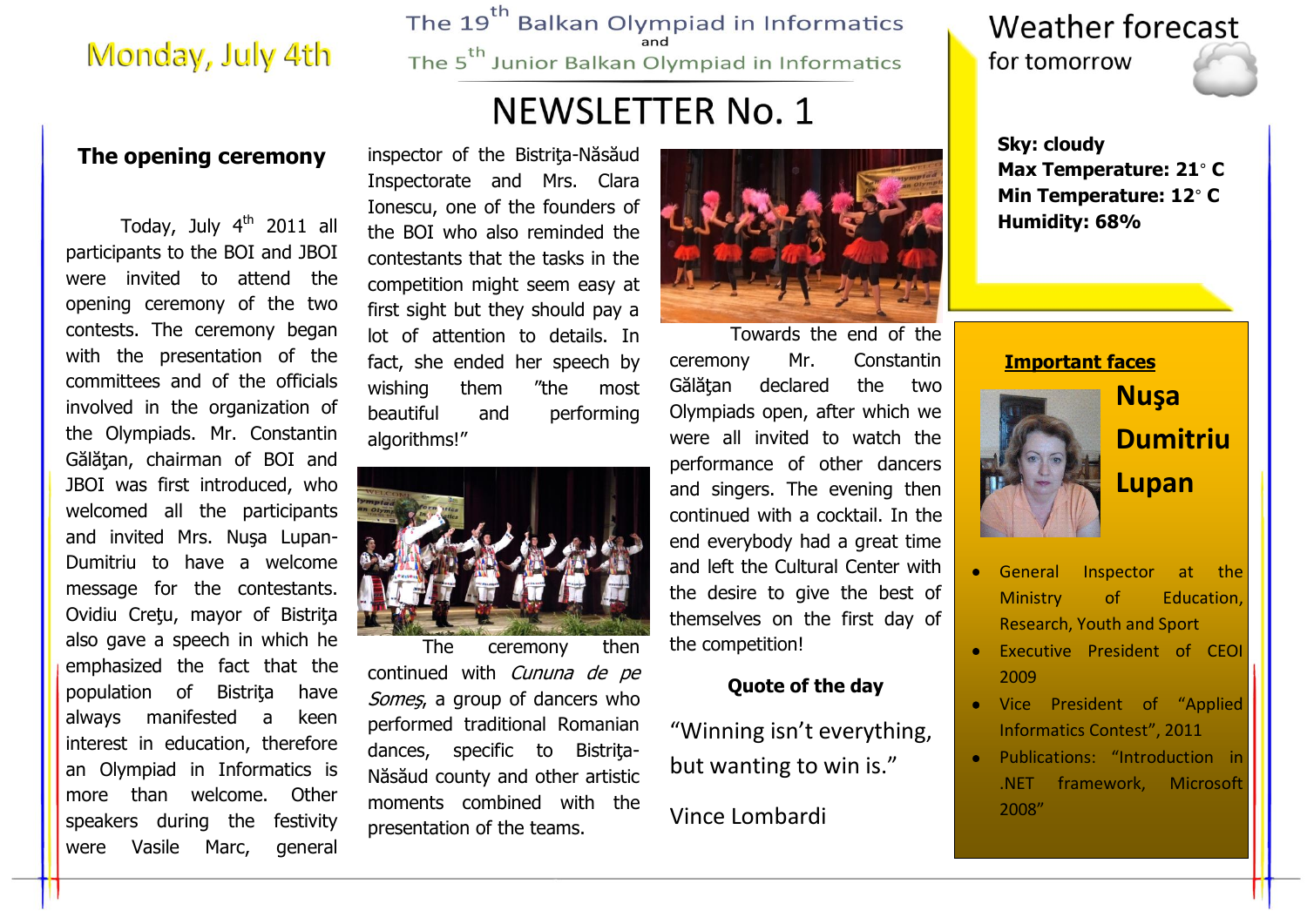# The 19th Balkan Olympiad in Informatics and The 5th Junior Balkan Olympiad in Informatics

## NEWSLETTER No. 1

Monday, July 4th

## The opening ceremony

Today, July 4th 2011 all participants to the BOI and JBOI were invited to attend the opening ceremony of the two contests. The ceremony began with the presentation of the committees and of the officials involved in the organization of the Olympiads. Mr. Constantin Gălăţan, chairman of BOI and JBOI was first introduced, who welcomed all the participants and invited Mrs. Nuşa Lupan-Dumitriu to have a welcome message for the contestants. Ovidiu Creţu, mayor of Bistriţa also gave a speech in which he emphasized the fact that the population of Bistriţa have always manifested a keen interest in education, therefore an Olympiad in Informatics is more than welcome. Other speakers during the festivity were Vasile Marc, general inspector of the Bistriţa-Năsăud Inspectorate and Mrs. Clara Ionescu, one of the founders of the BOI who also reminded the contestants that the tasks in the competition might seem easy at first sight but they should pay a lot of attention to details. In fact, she ended her speech by wishing them "the most beautiful and performing algorithms!"

The ceremony then continued with *Cununa de pe Someş*, a group of dancers who performed traditional Romanian dances, specific to Bistriţa-Năsăud county and other artistic moments combined with the presentation of the teams.

Towards the end of the ceremony Mr. Constantin Gălăţan declared the two Olympiads open, after which we were all invited to watch the performance of other dancers and singers. The evening then continued with a cocktail. In the end everybody had a great time and left the Cultural Center with the desire to give the best of themselves on the first day of the competition!

### Quote of the day

"Winning isn't everything, but wanting to win is."

Vince Lombardi

## Weather forecast for tomorrow

**Sky: cloudy**
**Max Temperature: 21° C**
**Min Temperature: 12° C**
**Humidity: 68%**

## Important faces

**Nuşa Dumitriu Lupan**

- General Inspector at the Ministry of Education, Research, Youth and Sport
- Executive President of CEOI 2009
- Vice President of "Applied Informatics Contest", 2011
- Publications: "Introduction in .NET framework, Microsoft 2008"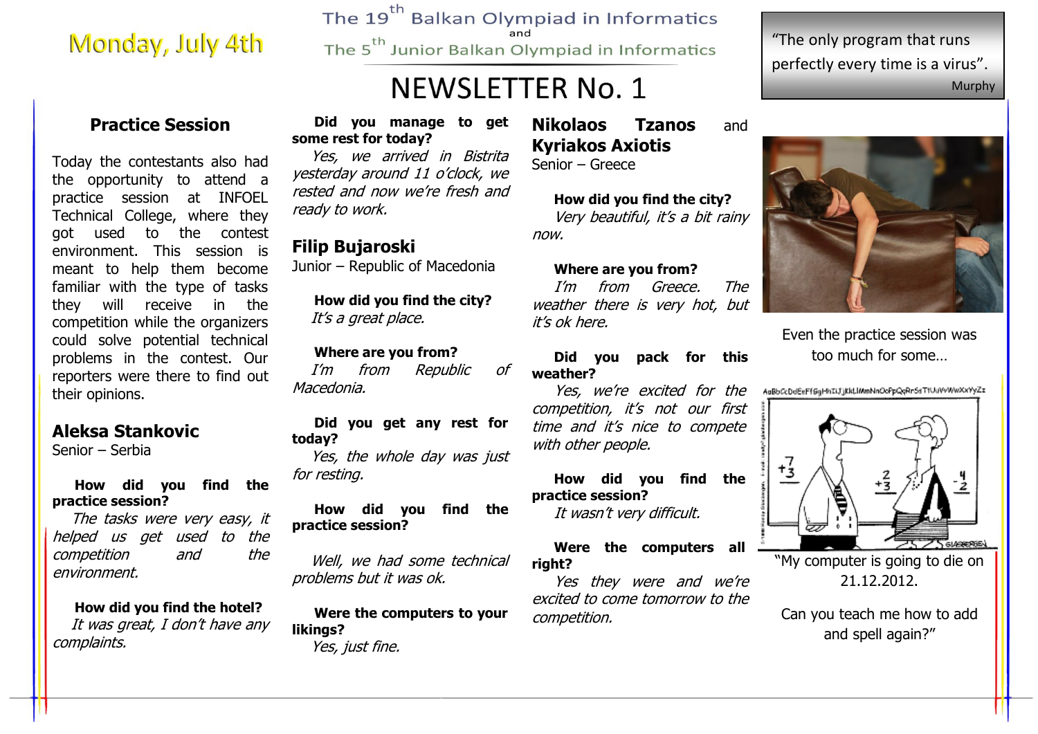Monday, July 4th

The 19th Balkan Olympiad in Informatics
and
The 5th Junior Balkan Olympiad in Informatics

# NEWSLETTER No. 1

> "The only program that runs perfectly every time is a virus".
> Murphy

## Practice Session

Today the contestants also had the opportunity to attend a practice session at INFOEL Technical College, where they got used to the contest environment. This session is meant to help them become familiar with the type of tasks they will receive in the competition while the organizers could solve potential technical problems in the contest. Our reporters were there to find out their opinions.

### Aleksa Stankovic

Senior – Serbia

**How did you find the practice session?**

*The tasks were very easy, it helped us get used to the competition and the environment.*

**How did you find the hotel?**

*It was great, I don't have any complaints.*

**Did you manage to get some rest for today?**

*Yes, we arrived in Bistrita yesterday around 11 o'clock, we rested and now we're fresh and ready to work.*

### Filip Bujaroski

Junior – Republic of Macedonia

**How did you find the city?**

*It's a great place.*

**Where are you from?**

*I'm from Republic of Macedonia.*

**Did you get any rest for today?**

*Yes, the whole day was just for resting.*

**How did you find the practice session?**

*Well, we had some technical problems but it was ok.*

**Were the computers to your likings?**

*Yes, just fine.*

### Nikolaos Tzanos and Kyriakos Axiotis

Senior – Greece

**How did you find the city?**

*Very beautiful, it's a bit rainy now.*

**Where are you from?**

*I'm from Greece. The weather there is very hot, but it's ok here.*

**Did you pack for this weather?**

*Yes, we're excited for the competition, it's not our first time and it's nice to compete with other people.*

**How did you find the practice session?**

*It wasn't very difficult.*

**Were the computers all right?**

*Yes they were and we're excited to come tomorrow to the competition.*

Even the practice session was too much for some…

"My computer is going to die on 21.12.2012.

Can you teach me how to add and spell again?"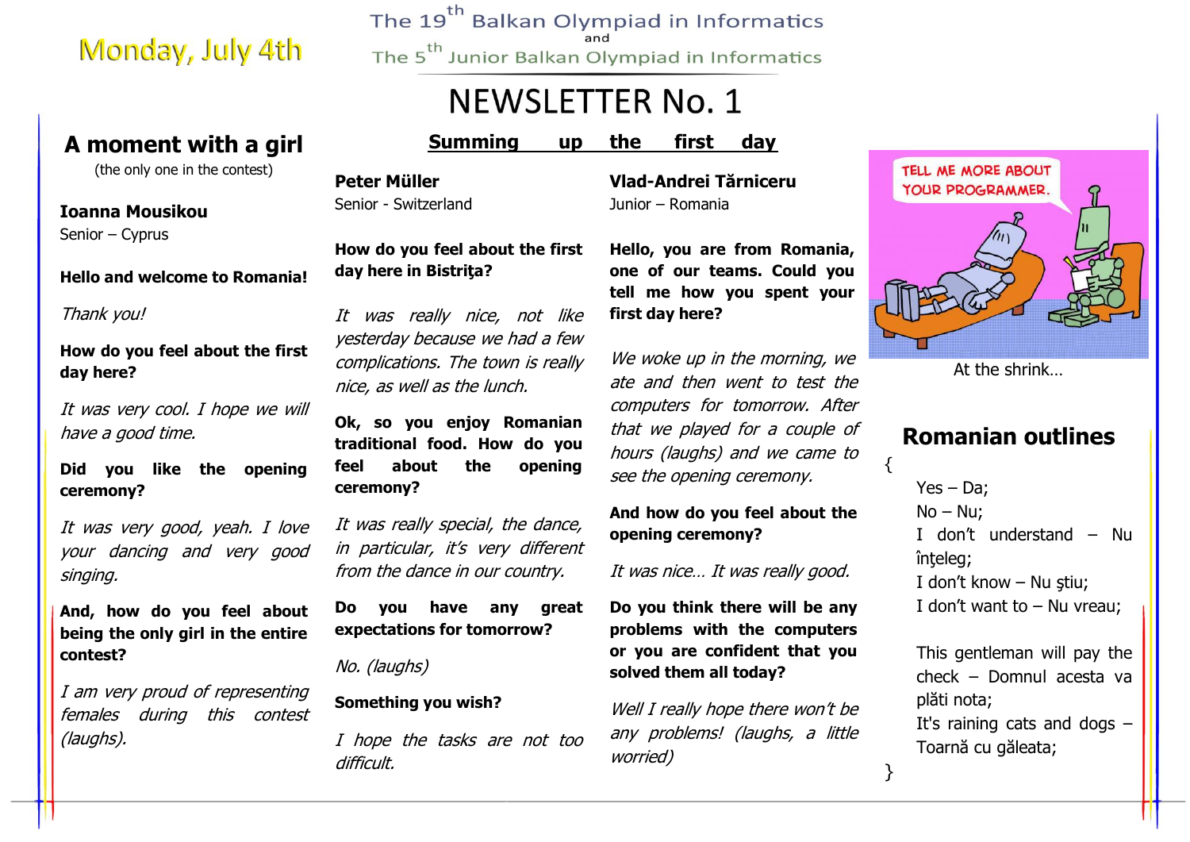Monday, July 4th

The 19th Balkan Olympiad in Informatics
and
The 5th Junior Balkan Olympiad in Informatics

# NEWSLETTER No. 1

## A moment with a girl

(the only one in the contest)

**Ioanna Mousikou**
Senior – Cyprus

**Hello and welcome to Romania!**

*Thank you!*

**How do you feel about the first day here?**

*It was very cool. I hope we will have a good time.*

**Did you like the opening ceremony?**

*It was very good, yeah. I love your dancing and very good singing.*

**And, how do you feel about being the only girl in the entire contest?**

*I am very proud of representing females during this contest (laughs).*

## Summing up the first day

**Peter Müller**
Senior - Switzerland

**How do you feel about the first day here in Bistriţa?**

*It was really nice, not like yesterday because we had a few complications. The town is really nice, as well as the lunch.*

**Ok, so you enjoy Romanian traditional food. How do you feel about the opening ceremony?**

*It was really special, the dance, in particular, it's very different from the dance in our country.*

**Do you have any great expectations for tomorrow?**

*No. (laughs)*

**Something you wish?**

*I hope the tasks are not too difficult.*

**Vlad-Andrei Tărniceru**
Junior – Romania

**Hello, you are from Romania, one of our teams. Could you tell me how you spent your first day here?**

*We woke up in the morning, we ate and then went to test the computers for tomorrow. After that we played for a couple of hours (laughs) and we came to see the opening ceremony.*

**And how do you feel about the opening ceremony?**

*It was nice… It was really good.*

**Do you think there will be any problems with the computers or you are confident that you solved them all today?**

*Well I really hope there won't be any problems! (laughs, a little worried)*

TELL ME MORE ABOUT YOUR PROGRAMMER.

At the shrink…

## Romanian outlines

{

Yes – Da;
No – Nu;
I don't understand – Nu înţeleg;
I don't know – Nu ştiu;
I don't want to – Nu vreau;

This gentleman will pay the check – Domnul acesta va plăti nota;
It's raining cats and dogs – Toarnă cu găleata;

}